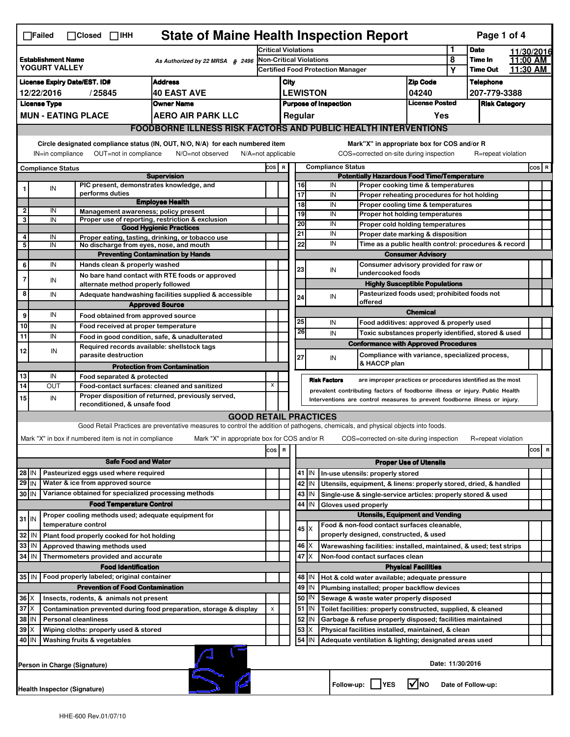☐Failed ☐Closed ☐IHH

# State of Maine Health Inspection Report

| Establishment Name | As Authorized by 22 MRSA § 2496 | Critical Violations | 1 | Date | 11/30/2016 |
|---|---|---|---|---|---|
| YOGURT VALLEY | | Non-Critical Violations | 8 | Time In | 11:00 AM |
| | | Certified Food Protection Manager | Y | Time Out | 11:30 AM |

| License Expiry Date/EST. ID# | Address | City | Zip Code | Telephone |
|---|---|---|---|---|
| 12/22/2016 / 25845 | 40 EAST AVE | LEWISTON | 04240 | 207-779-3388 |

| License Type | Owner Name | Purpose of Inspection | License Posted | Risk Category |
|---|---|---|---|---|
| MUN - EATING PLACE | AERO AIR PARK LLC | Regular | Yes | |

## FOODBORNE ILLNESS RISK FACTORS AND PUBLIC HEALTH INTERVENTIONS

Circle designated compliance status (IN, OUT, N/O, N/A) for each numbered item. IN=in compliance OUT=not in compliance N/O=not observed N/A=not applicable

Mark "X" in appropriate box for COS and/or R. COS=corrected on-site during inspection R=repeat violation

| # | Compliance Status | Item | COS | R |
|---|---|---|---|---|
| | | **Supervision** | | |
| 1 | IN | PIC present, demonstrates knowledge, and performs duties | | |
| | | **Employee Health** | | |
| 2 | IN | Management awareness; policy present | | |
| 3 | IN | Proper use of reporting, restriction & exclusion | | |
| | | **Good Hygienic Practices** | | |
| 4 | IN | Proper eating, tasting, drinking, or tobacco use | | |
| 5 | IN | No discharge from eyes, nose, and mouth | | |
| | | **Preventing Contamination by Hands** | | |
| 6 | IN | Hands clean & properly washed | | |
| 7 | IN | No bare hand contact with RTE foods or approved alternate method properly followed | | |
| 8 | IN | Adequate handwashing facilities supplied & accessible | | |
| | | **Approved Source** | | |
| 9 | IN | Food obtained from approved source | | |
| 10 | IN | Food received at proper temperature | | |
| 11 | IN | Food in good condition, safe, & unadulterated | | |
| 12 | IN | Required records available: shellstock tags parasite destruction | | |
| | | **Protection from Contamination** | | |
| 13 | IN | Food separated & protected | | |
| 14 | OUT | Food-contact surfaces: cleaned and sanitized | X | |
| 15 | IN | Proper disposition of returned, previously served, reconditioned, & unsafe food | | |
| | | **Potentially Hazardous Food Time/Temperature** | | |
| 16 | IN | Proper cooking time & temperatures | | |
| 17 | IN | Proper reheating procedures for hot holding | | |
| 18 | IN | Proper cooling time & temperatures | | |
| 19 | IN | Proper hot holding temperatures | | |
| 20 | IN | Proper cold holding temperatures | | |
| 21 | IN | Proper date marking & disposition | | |
| 22 | IN | Time as a public health control: procedures & record | | |
| | | **Consumer Advisory** | | |
| 23 | IN | Consumer advisory provided for raw or undercooked foods | | |
| | | **Highly Susceptible Populations** | | |
| 24 | IN | Pasteurized foods used; prohibited foods not offered | | |
| | | **Chemical** | | |
| 25 | IN | Food additives: approved & properly used | | |
| 26 | IN | Toxic substances properly identified, stored & used | | |
| | | **Conformance with Approved Procedures** | | |
| 27 | IN | Compliance with variance, specialized process, & HACCP plan | | |

**Risk Factors** are improper practices or procedures identified as the most prevalent contributing factors of foodborne illness or injury. Public Health Interventions are control measures to prevent foodborne illness or injury.

## GOOD RETAIL PRACTICES

Good Retail Practices are preventative measures to control the addition of pathogens, chemicals, and physical objects into foods.

Mark "X" in box if numbered item is not in compliance. Mark "X" in appropriate box for COS and/or R. COS=corrected on-site during inspection R=repeat violation

| # | Status | Item | COS | R |
|---|---|---|---|---|
| | | **Safe Food and Water** | | |
| 28 | IN | Pasteurized eggs used where required | | |
| 29 | IN | Water & ice from approved source | | |
| 30 | IN | Variance obtained for specialized processing methods | | |
| | | **Food Temperature Control** | | |
| 31 | IN | Proper cooling methods used; adequate equipment for temperature control | | |
| 32 | IN | Plant food properly cooked for hot holding | | |
| 33 | IN | Approved thawing methods used | | |
| 34 | IN | Thermometers provided and accurate | | |
| | | **Food Identification** | | |
| 35 | IN | Food properly labeled; original container | | |
| | | **Prevention of Food Contamination** | | |
| 36 | X | Insects, rodents, & animals not present | | |
| 37 | X | Contamination prevented during food preparation, storage & display | X | |
| 38 | IN | Personal cleanliness | | |
| 39 | X | Wiping cloths: properly used & stored | | |
| 40 | IN | Washing fruits & vegetables | | |
| | | **Proper Use of Utensils** | | |
| 41 | IN | In-use utensils: properly stored | | |
| 42 | IN | Utensils, equipment, & linens: properly stored, dried, & handled | | |
| 43 | IN | Single-use & single-service articles: properly stored & used | | |
| 44 | IN | Gloves used properly | | |
| | | **Utensils, Equipment and Vending** | | |
| 45 | X | Food & non-food contact surfaces cleanable, properly designed, constructed, & used | | |
| 46 | X | Warewashing facilities: installed, maintained, & used; test strips | | |
| 47 | X | Non-food contact surfaces clean | | |
| | | **Physical Facilities** | | |
| 48 | IN | Hot & cold water available; adequate pressure | | |
| 49 | IN | Plumbing installed; proper backflow devices | | |
| 50 | IN | Sewage & waste water properly disposed | | |
| 51 | IN | Toilet facilities: properly constructed, supplied, & cleaned | | |
| 52 | IN | Garbage & refuse properly disposed; facilities maintained | | |
| 53 | X | Physical facilities installed, maintained, & clean | | |
| 54 | IN | Adequate ventilation & lighting; designated areas used | | |

Person in Charge (Signature)

Date: 11/30/2016

Health Inspector (Signature)

Follow-up: ☐ YES ☑ NO Date of Follow-up:

HHE-600 Rev.01/07/10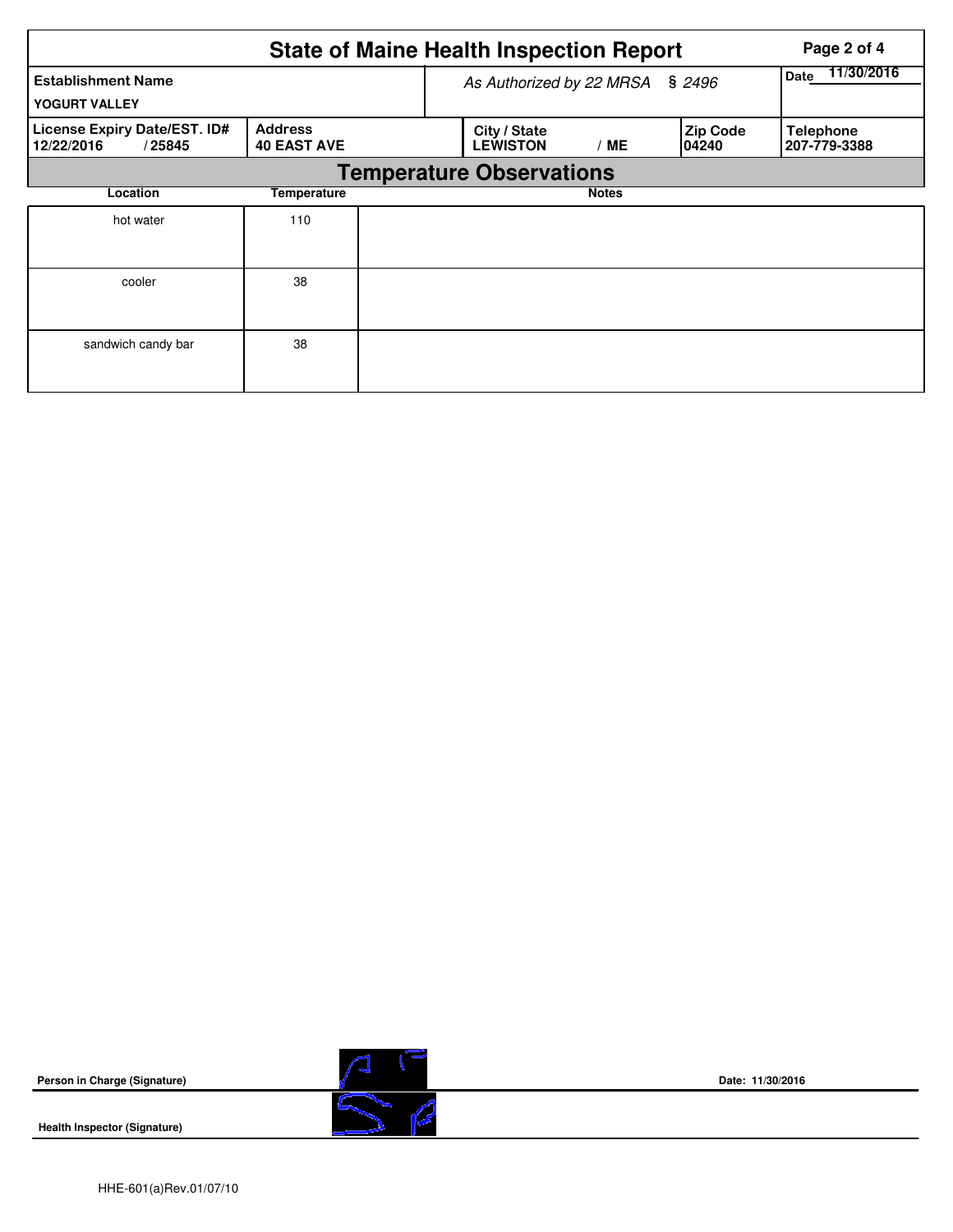# State of Maine Health Inspection Report

| Establishment Name | As Authorized by 22 MRSA § 2496 | Date 11/30/2016 |
|---|---|---|
| YOGURT VALLEY | | |

| License Expiry Date/EST. ID# | Address | City / State | Zip Code | Telephone |
|---|---|---|---|---|
| 12/22/2016 / 25845 | 40 EAST AVE | LEWISTON / ME | 04240 | 207-779-3388 |

## Temperature Observations

| Location | Temperature | Notes |
|---|---|---|
| hot water | 110 | |
| cooler | 38 | |
| sandwich candy bar | 38 | |

**Person in Charge (Signature)** Date: 11/30/2016

**Health Inspector (Signature)**

HHE-601(a)Rev.01/07/10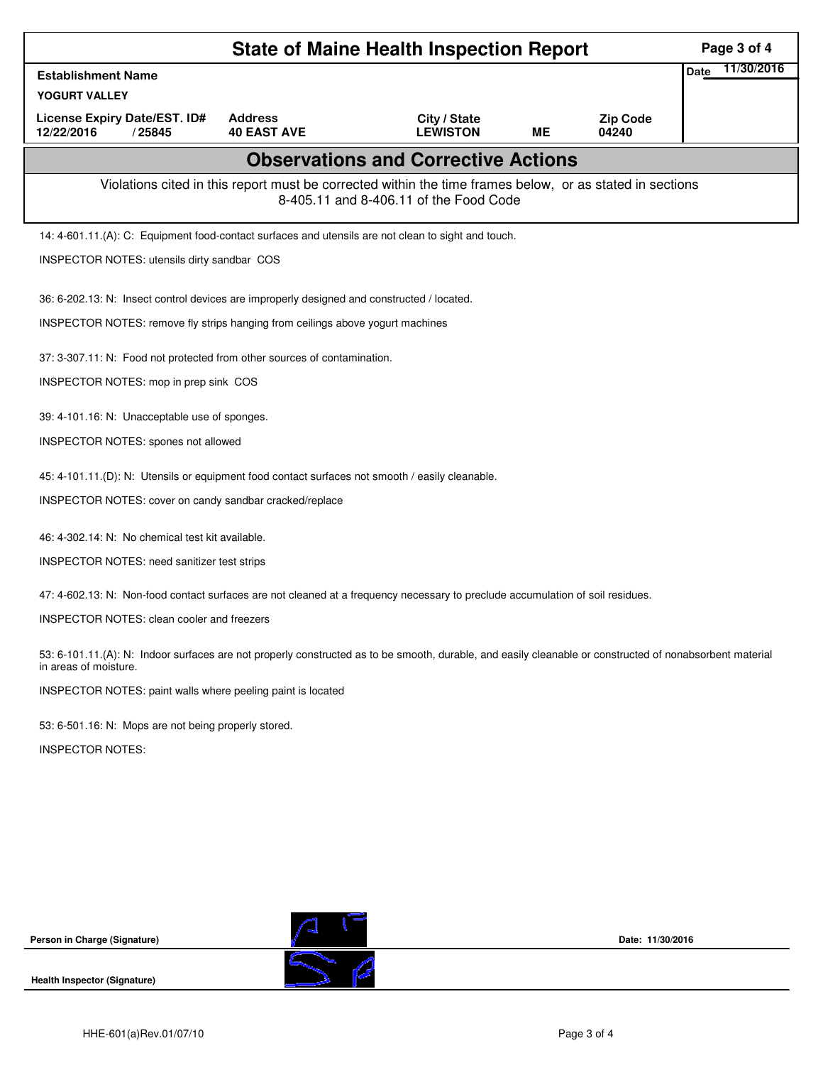# State of Maine Health Inspection Report

| Establishment Name | | | | | Date 11/30/2016 |
|---|---|---|---|---|---|
| YOGURT VALLEY | | | | | |
| License Expiry Date/EST. ID# | Address | City / State | | Zip Code | |
| 12/22/2016 / 25845 | 40 EAST AVE | LEWISTON | ME | 04240 | |

## Observations and Corrective Actions

Violations cited in this report must be corrected within the time frames below, or as stated in sections 8-405.11 and 8-406.11 of the Food Code

14: 4-601.11.(A): C: Equipment food-contact surfaces and utensils are not clean to sight and touch.

INSPECTOR NOTES: utensils dirty sandbar COS

36: 6-202.13: N: Insect control devices are improperly designed and constructed / located.

INSPECTOR NOTES: remove fly strips hanging from ceilings above yogurt machines

37: 3-307.11: N: Food not protected from other sources of contamination.

INSPECTOR NOTES: mop in prep sink COS

39: 4-101.16: N: Unacceptable use of sponges.

INSPECTOR NOTES: spones not allowed

45: 4-101.11.(D): N: Utensils or equipment food contact surfaces not smooth / easily cleanable.

INSPECTOR NOTES: cover on candy sandbar cracked/replace

46: 4-302.14: N: No chemical test kit available.

INSPECTOR NOTES: need sanitizer test strips

47: 4-602.13: N: Non-food contact surfaces are not cleaned at a frequency necessary to preclude accumulation of soil residues.

INSPECTOR NOTES: clean cooler and freezers

53: 6-101.11.(A): N: Indoor surfaces are not properly constructed as to be smooth, durable, and easily cleanable or constructed of nonabsorbent material in areas of moisture.

INSPECTOR NOTES: paint walls where peeling paint is located

53: 6-501.16: N: Mops are not being properly stored.

INSPECTOR NOTES:

**Person in Charge (Signature)** Date: 11/30/2016

**Health Inspector (Signature)**

HHE-601(a)Rev.01/07/10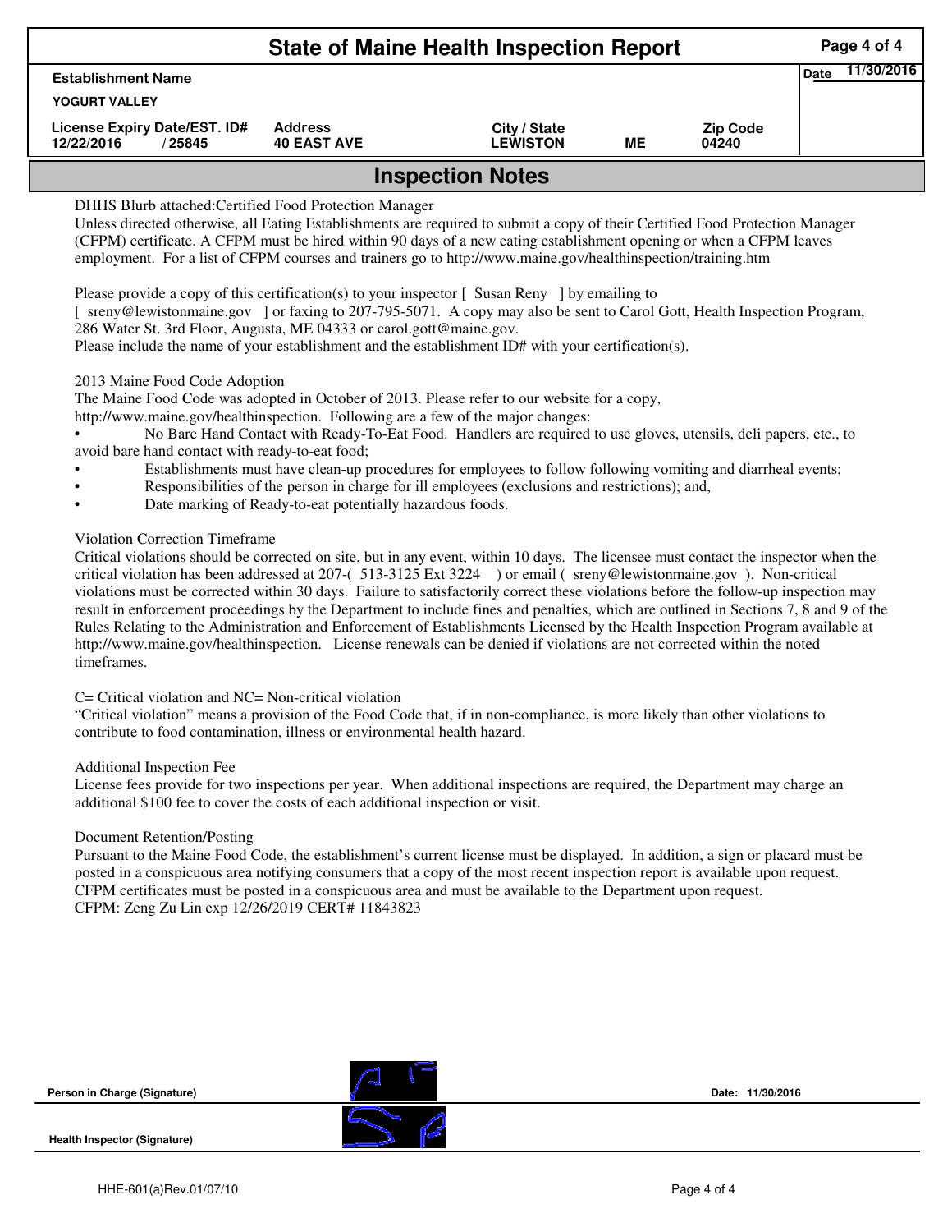# State of Maine Health Inspection Report

| Establishment Name | | | | | Date 11/30/2016 |
|---|---|---|---|---|---|
| YOGURT VALLEY | | | | | |
| License Expiry Date/EST. ID# | Address | City / State | | Zip Code | |
| 12/22/2016 / 25845 | 40 EAST AVE | LEWISTON | ME | 04240 | |

## Inspection Notes

DHHS Blurb attached:Certified Food Protection Manager

Unless directed otherwise, all Eating Establishments are required to submit a copy of their Certified Food Protection Manager (CFPM) certificate. A CFPM must be hired within 90 days of a new eating establishment opening or when a CFPM leaves employment. For a list of CFPM courses and trainers go to http://www.maine.gov/healthinspection/training.htm

Please provide a copy of this certification(s) to your inspector [ Susan Reny ] by emailing to [ sreny@lewistonmaine.gov ] or faxing to 207-795-5071. A copy may also be sent to Carol Gott, Health Inspection Program, 286 Water St. 3rd Floor, Augusta, ME 04333 or carol.gott@maine.gov.

Please include the name of your establishment and the establishment ID# with your certification(s).

2013 Maine Food Code Adoption

The Maine Food Code was adopted in October of 2013. Please refer to our website for a copy, http://www.maine.gov/healthinspection. Following are a few of the major changes:

- No Bare Hand Contact with Ready-To-Eat Food. Handlers are required to use gloves, utensils, deli papers, etc., to avoid bare hand contact with ready-to-eat food;
- Establishments must have clean-up procedures for employees to follow following vomiting and diarrheal events;
- Responsibilities of the person in charge for ill employees (exclusions and restrictions); and,
- Date marking of Ready-to-eat potentially hazardous foods.

Violation Correction Timeframe

Critical violations should be corrected on site, but in any event, within 10 days. The licensee must contact the inspector when the critical violation has been addressed at 207-( 513-3125 Ext 3224 ) or email ( sreny@lewistonmaine.gov ). Non-critical violations must be corrected within 30 days. Failure to satisfactorily correct these violations before the follow-up inspection may result in enforcement proceedings by the Department to include fines and penalties, which are outlined in Sections 7, 8 and 9 of the Rules Relating to the Administration and Enforcement of Establishments Licensed by the Health Inspection Program available at http://www.maine.gov/healthinspection. License renewals can be denied if violations are not corrected within the noted timeframes.

C= Critical violation and NC= Non-critical violation

"Critical violation" means a provision of the Food Code that, if in non-compliance, is more likely than other violations to contribute to food contamination, illness or environmental health hazard.

Additional Inspection Fee

License fees provide for two inspections per year. When additional inspections are required, the Department may charge an additional $100 fee to cover the costs of each additional inspection or visit.

Document Retention/Posting

Pursuant to the Maine Food Code, the establishment's current license must be displayed. In addition, a sign or placard must be posted in a conspicuous area notifying consumers that a copy of the most recent inspection report is available upon request. CFPM certificates must be posted in a conspicuous area and must be available to the Department upon request.

CFPM: Zeng Zu Lin exp 12/26/2019 CERT# 11843823

Person in Charge (Signature) Date: 11/30/2016

Health Inspector (Signature)

HHE-601(a)Rev.01/07/10